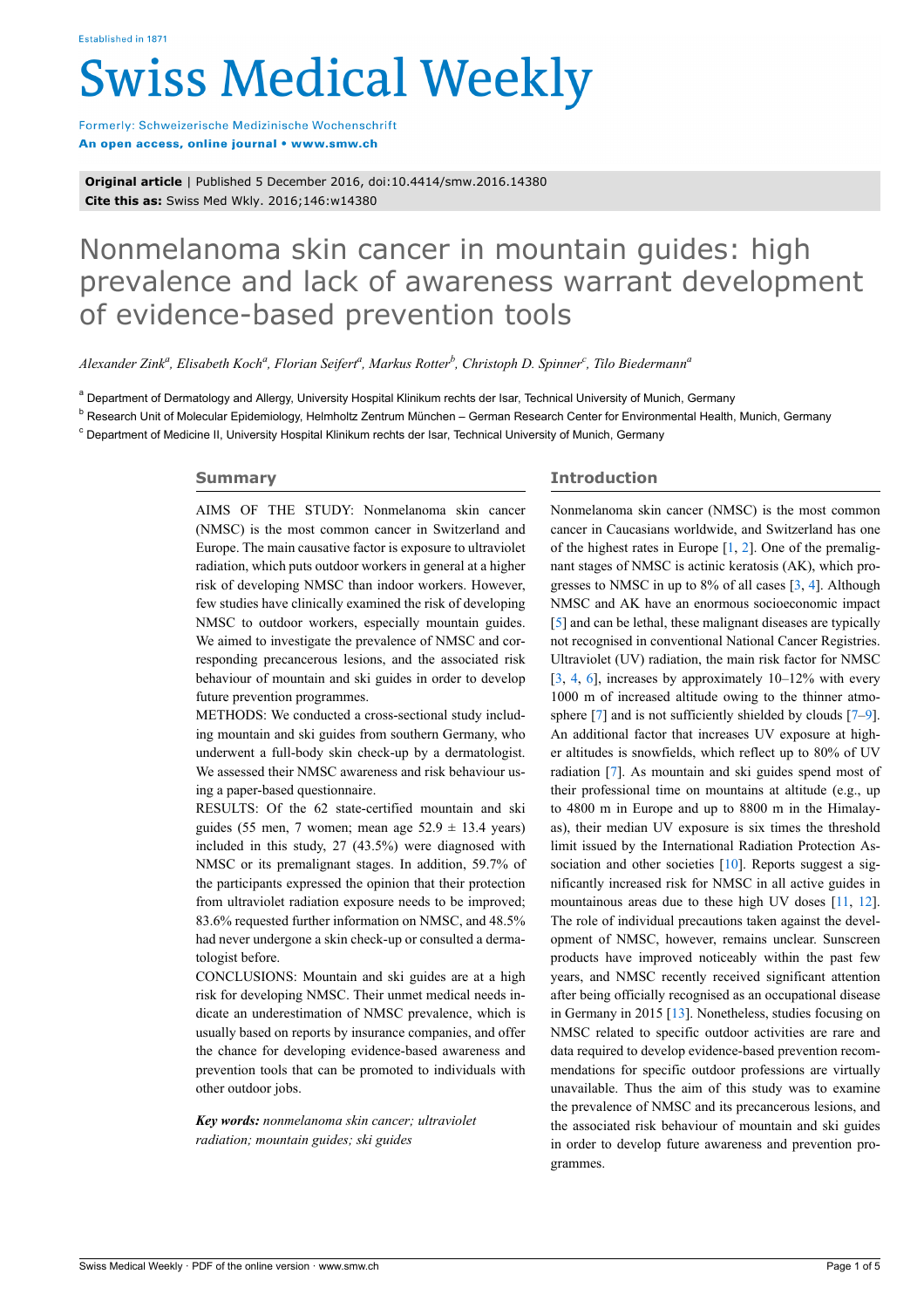Established in 1871

# Swiss Medical Weekly

Formerly: Schweizerische Medizinische Wochenschrift
**An open access, online journal • www.smw.ch**

**Original article** | Published 5 December 2016, doi:10.4414/smw.2016.14380
**Cite this as:** Swiss Med Wkly. 2016;146:w14380

# Nonmelanoma skin cancer in mountain guides: high prevalence and lack of awareness warrant development of evidence-based prevention tools

*Alexander Zink[a], Elisabeth Koch[a], Florian Seifert[a], Markus Rotter[b], Christoph D. Spinner[c], Tilo Biedermann[a]*

[a] Department of Dermatology and Allergy, University Hospital Klinikum rechts der Isar, Technical University of Munich, Germany
[b] Research Unit of Molecular Epidemiology, Helmholtz Zentrum München – German Research Center for Environmental Health, Munich, Germany
[c] Department of Medicine II, University Hospital Klinikum rechts der Isar, Technical University of Munich, Germany

## Summary

AIMS OF THE STUDY: Nonmelanoma skin cancer (NMSC) is the most common cancer in Switzerland and Europe. The main causative factor is exposure to ultraviolet radiation, which puts outdoor workers in general at a higher risk of developing NMSC than indoor workers. However, few studies have clinically examined the risk of developing NMSC to outdoor workers, especially mountain guides. We aimed to investigate the prevalence of NMSC and corresponding precancerous lesions, and the associated risk behaviour of mountain and ski guides in order to develop future prevention programmes.

METHODS: We conducted a cross-sectional study including mountain and ski guides from southern Germany, who underwent a full-body skin check-up by a dermatologist. We assessed their NMSC awareness and risk behaviour using a paper-based questionnaire.

RESULTS: Of the 62 state-certified mountain and ski guides (55 men, 7 women; mean age 52.9 ± 13.4 years) included in this study, 27 (43.5%) were diagnosed with NMSC or its premalignant stages. In addition, 59.7% of the participants expressed the opinion that their protection from ultraviolet radiation exposure needs to be improved; 83.6% requested further information on NMSC, and 48.5% had never undergone a skin check-up or consulted a dermatologist before.

CONCLUSIONS: Mountain and ski guides are at a high risk for developing NMSC. Their unmet medical needs indicate an underestimation of NMSC prevalence, which is usually based on reports by insurance companies, and offer the chance for developing evidence-based awareness and prevention tools that can be promoted to individuals with other outdoor jobs.

***Key words:*** *nonmelanoma skin cancer; ultraviolet radiation; mountain guides; ski guides*

## Introduction

Nonmelanoma skin cancer (NMSC) is the most common cancer in Caucasians worldwide, and Switzerland has one of the highest rates in Europe [1, 2]. One of the premalignant stages of NMSC is actinic keratosis (AK), which progresses to NMSC in up to 8% of all cases [3, 4]. Although NMSC and AK have an enormous socioeconomic impact [5] and can be lethal, these malignant diseases are typically not recognised in conventional National Cancer Registries. Ultraviolet (UV) radiation, the main risk factor for NMSC [3, 4, 6], increases by approximately 10–12% with every 1000 m of increased altitude owing to the thinner atmosphere [7] and is not sufficiently shielded by clouds [7–9]. An additional factor that increases UV exposure at higher altitudes is snowfields, which reflect up to 80% of UV radiation [7]. As mountain and ski guides spend most of their professional time on mountains at altitude (e.g., up to 4800 m in Europe and up to 8800 m in the Himalayas), their median UV exposure is six times the threshold limit issued by the International Radiation Protection Association and other societies [10]. Reports suggest a significantly increased risk for NMSC in all active guides in mountainous areas due to these high UV doses [11, 12]. The role of individual precautions taken against the development of NMSC, however, remains unclear. Sunscreen products have improved noticeably within the past few years, and NMSC recently received significant attention after being officially recognised as an occupational disease in Germany in 2015 [13]. Nonetheless, studies focusing on NMSC related to specific outdoor activities are rare and data required to develop evidence-based prevention recommendations for specific outdoor professions are virtually unavailable. Thus the aim of this study was to examine the prevalence of NMSC and its precancerous lesions, and the associated risk behaviour of mountain and ski guides in order to develop future awareness and prevention programmes.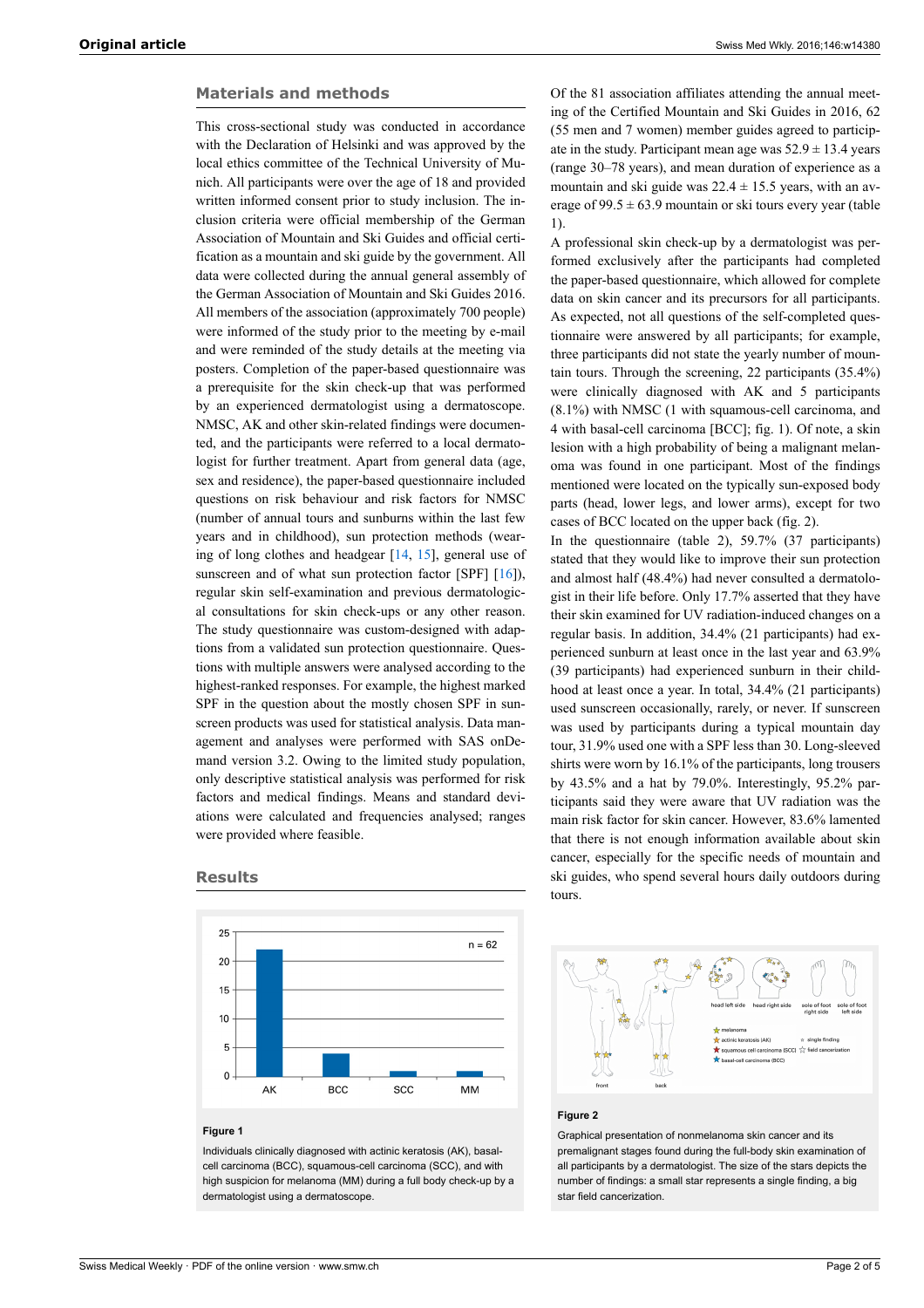## Materials and methods

This cross-sectional study was conducted in accordance with the Declaration of Helsinki and was approved by the local ethics committee of the Technical University of Munich. All participants were over the age of 18 and provided written informed consent prior to study inclusion. The inclusion criteria were official membership of the German Association of Mountain and Ski Guides and official certification as a mountain and ski guide by the government. All data were collected during the annual general assembly of the German Association of Mountain and Ski Guides 2016. All members of the association (approximately 700 people) were informed of the study prior to the meeting by e-mail and were reminded of the study details at the meeting via posters. Completion of the paper-based questionnaire was a prerequisite for the skin check-up that was performed by an experienced dermatologist using a dermatoscope. NMSC, AK and other skin-related findings were documented, and the participants were referred to a local dermatologist for further treatment. Apart from general data (age, sex and residence), the paper-based questionnaire included questions on risk behaviour and risk factors for NMSC (number of annual tours and sunburns within the last few years and in childhood), sun protection methods (wearing of long clothes and headgear [14, 15], general use of sunscreen and of what sun protection factor [SPF] [16]), regular skin self-examination and previous dermatological consultations for skin check-ups or any other reason. The study questionnaire was custom-designed with adaptions from a validated sun protection questionnaire. Questions with multiple answers were analysed according to the highest-ranked responses. For example, the highest marked SPF in the question about the mostly chosen SPF in sunscreen products was used for statistical analysis. Data management and analyses were performed with SAS onDemand version 3.2. Owing to the limited study population, only descriptive statistical analysis was performed for risk factors and medical findings. Means and standard deviations were calculated and frequencies analysed; ranges were provided where feasible.

## Results

**Figure 1**

Individuals clinically diagnosed with actinic keratosis (AK), basal-cell carcinoma (BCC), squamous-cell carcinoma (SCC), and with high suspicion for melanoma (MM) during a full body check-up by a dermatologist using a dermatoscope.

Of the 81 association affiliates attending the annual meeting of the Certified Mountain and Ski Guides in 2016, 62 (55 men and 7 women) member guides agreed to participate in the study. Participant mean age was 52.9 ± 13.4 years (range 30–78 years), and mean duration of experience as a mountain and ski guide was 22.4 ± 15.5 years, with an average of 99.5 ± 63.9 mountain or ski tours every year (table 1).

A professional skin check-up by a dermatologist was performed exclusively after the participants had completed the paper-based questionnaire, which allowed for complete data on skin cancer and its precursors for all participants. As expected, not all questions of the self-completed questionnaire were answered by all participants; for example, three participants did not state the yearly number of mountain tours. Through the screening, 22 participants (35.4%) were clinically diagnosed with AK and 5 participants (8.1%) with NMSC (1 with squamous-cell carcinoma, and 4 with basal-cell carcinoma [BCC]; fig. 1). Of note, a skin lesion with a high probability of being a malignant melanoma was found in one participant. Most of the findings mentioned were located on the typically sun-exposed body parts (head, lower legs, and lower arms), except for two cases of BCC located on the upper back (fig. 2).

In the questionnaire (table 2), 59.7% (37 participants) stated that they would like to improve their sun protection and almost half (48.4%) had never consulted a dermatologist in their life before. Only 17.7% asserted that they have their skin examined for UV radiation-induced changes on a regular basis. In addition, 34.4% (21 participants) had experienced sunburn at least once in the last year and 63.9% (39 participants) had experienced sunburn in their childhood at least once a year. In total, 34.4% (21 participants) used sunscreen occasionally, rarely, or never. If sunscreen was used by participants during a typical mountain day tour, 31.9% used one with a SPF less than 30. Long-sleeved shirts were worn by 16.1% of the participants, long trousers by 43.5% and a hat by 79.0%. Interestingly, 95.2% participants said they were aware that UV radiation was the main risk factor for skin cancer. However, 83.6% lamented that there is not enough information available about skin cancer, especially for the specific needs of mountain and ski guides, who spend several hours daily outdoors during tours.

**Figure 2**

Graphical presentation of nonmelanoma skin cancer and its premalignant stages found during the full-body skin examination of all participants by a dermatologist. The size of the stars depicts the number of findings: a small star represents a single finding, a big star field cancerization.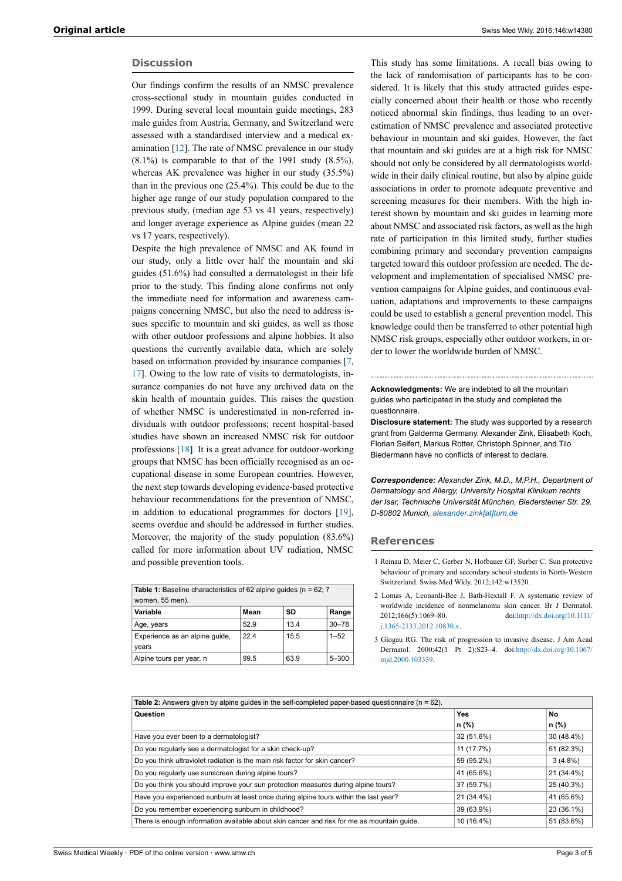## Discussion

Our findings confirm the results of an NMSC prevalence cross-sectional study in mountain guides conducted in 1999. During several local mountain guide meetings, 283 male guides from Austria, Germany, and Switzerland were assessed with a standardised interview and a medical examination [12]. The rate of NMSC prevalence in our study (8.1%) is comparable to that of the 1991 study (8.5%), whereas AK prevalence was higher in our study (35.5%) than in the previous one (25.4%). This could be due to the higher age range of our study population compared to the previous study, (median age 53 vs 41 years, respectively) and longer average experience as Alpine guides (mean 22 vs 17 years, respectively).

Despite the high prevalence of NMSC and AK found in our study, only a little over half the mountain and ski guides (51.6%) had consulted a dermatologist in their life prior to the study. This finding alone confirms not only the immediate need for information and awareness campaigns concerning NMSC, but also the need to address issues specific to mountain and ski guides, as well as those with other outdoor professions and alpine hobbies. It also questions the currently available data, which are solely based on information provided by insurance companies [7, 17]. Owing to the low rate of visits to dermatologists, insurance companies do not have any archived data on the skin health of mountain guides. This raises the question of whether NMSC is underestimated in non-referred individuals with outdoor professions; recent hospital-based studies have shown an increased NMSC risk for outdoor professions [18]. It is a great advance for outdoor-working groups that NMSC has been officially recognised as an occupational disease in some European countries. However, the next step towards developing evidence-based protective behaviour recommendations for the prevention of NMSC, in addition to educational programmes for doctors [19], seems overdue and should be addressed in further studies. Moreover, the majority of the study population (83.6%) called for more information about UV radiation, NMSC and possible prevention tools.

**Table 1:** Baseline characteristics of 62 alpine guides (n = 62; 7 women, 55 men).

| Variable | Mean | SD | Range |
|---|---|---|---|
| Age, years | 52.9 | 13.4 | 30–78 |
| Experience as an alpine guide, years | 22.4 | 15.5 | 1–52 |
| Alpine tours per year, n | 99.5 | 63.9 | 5–300 |

This study has some limitations. A recall bias owing to the lack of randomisation of participants has to be considered. It is likely that this study attracted guides especially concerned about their health or those who recently noticed abnormal skin findings, thus leading to an overestimation of NMSC prevalence and associated protective behaviour in mountain and ski guides. However, the fact that mountain and ski guides are at a high risk for NMSC should not only be considered by all dermatologists worldwide in their daily clinical routine, but also by alpine guide associations in order to promote adequate preventive and screening measures for their members. With the high interest shown by mountain and ski guides in learning more about NMSC and associated risk factors, as well as the high rate of participation in this limited study, further studies combining primary and secondary prevention campaigns targeted toward this outdoor profession are needed. The development and implementation of specialised NMSC prevention campaigns for Alpine guides, and continuous evaluation, adaptations and improvements to these campaigns could be used to establish a general prevention model. This knowledge could then be transferred to other potential high NMSC risk groups, especially other outdoor workers, in order to lower the worldwide burden of NMSC.

**Acknowledgments:** We are indebted to all the mountain guides who participated in the study and completed the questionnaire.

**Disclosure statement:** The study was supported by a research grant from Galderma Germany. Alexander Zink, Elisabeth Koch, Florian Seifert, Markus Rotter, Christoph Spinner, and Tilo Biedermann have no conflicts of interest to declare.

***Correspondence:*** *Alexander Zink, M.D., M.P.H., Department of Dermatology and Allergy, University Hospital Klinikum rechts der Isar, Technische Universität München, Biedersteiner Str. 29, D-80802 Munich, alexander.zink[at]tum.de*

## References

1 Reinau D, Meier C, Gerber N, Hofbauer GF, Surber C. Sun protective behaviour of primary and secondary school students in North-Western Switzerland. Swiss Med Wkly. 2012;142:w13520.

2 Lomas A, Leonardi-Bee J, Bath-Hextall F. A systematic review of worldwide incidence of nonmelanoma skin cancer. Br J Dermatol. 2012;166(5):1069–80. doi:http://dx.doi.org/10.1111/j.1365-2133.2012.10830.x.

3 Glogau RG. The risk of progression to invasive disease. J Am Acad Dermatol. 2000;42(1 Pt 2):S23–4. doi:http://dx.doi.org/10.1067/mjd.2000.103339.

**Table 2:** Answers given by alpine guides in the self-completed paper-based questionnaire (n = 62).

| Question | Yes n (%) | No n (%) |
|---|---|---|
| Have you ever been to a dermatologist? | 32 (51.6%) | 30 (48.4%) |
| Do you regularly see a dermatologist for a skin check-up? | 11 (17.7%) | 51 (82.3%) |
| Do you think ultraviolet radiation is the main risk factor for skin cancer? | 59 (95.2%) | 3 (4.8%) |
| Do you regularly use sunscreen during alpine tours? | 41 (65.6%) | 21 (34.4%) |
| Do you think you should improve your sun protection measures during alpine tours? | 37 (59.7%) | 25 (40.3%) |
| Have you experienced sunburn at least once during alpine tours within the last year? | 21 (34.4%) | 41 (65.6%) |
| Do you remember experiencing sunburn in childhood? | 39 (63.9%) | 23 (36.1%) |
| There is enough information available about skin cancer and risk for me as mountain guide. | 10 (16.4%) | 51 (83.6%) |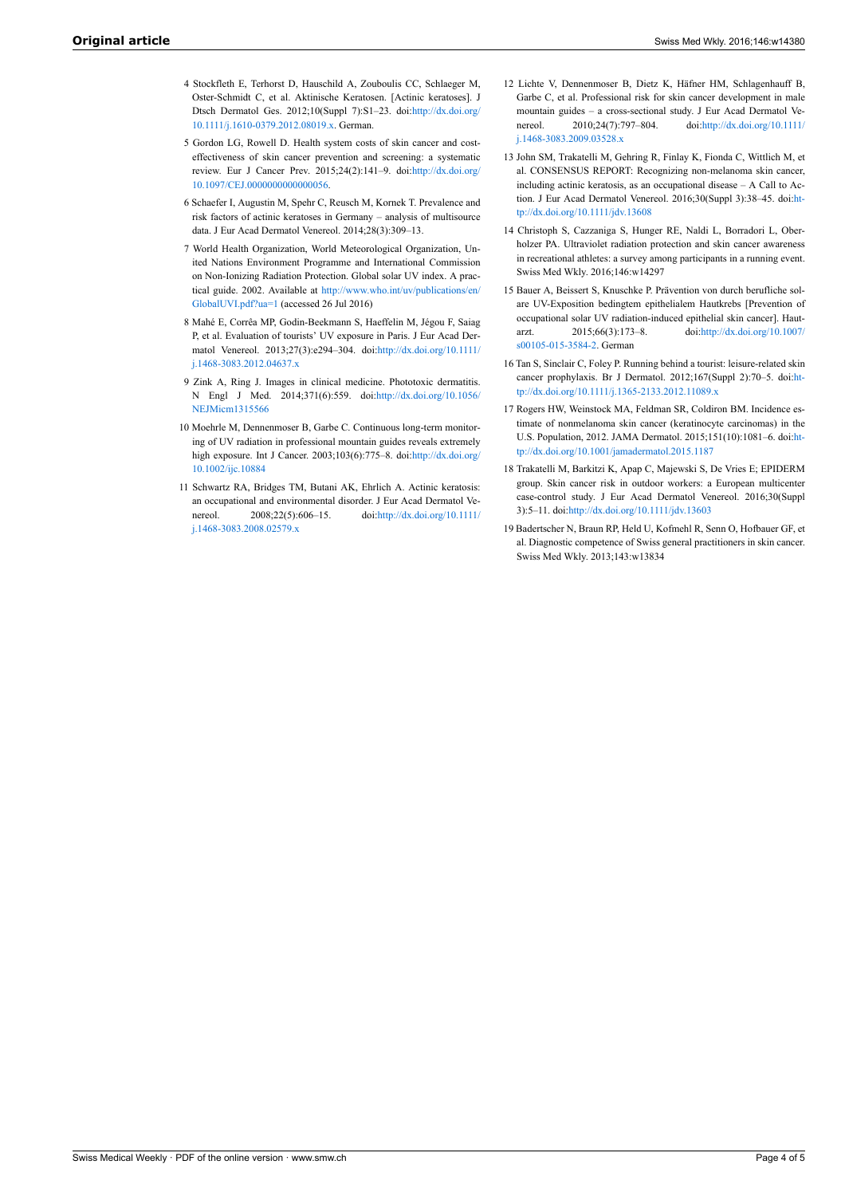4 Stockfleth E, Terhorst D, Hauschild A, Zouboulis CC, Schlaeger M, Oster-Schmidt C, et al. Aktinische Keratosen. [Actinic keratoses]. J Dtsch Dermatol Ges. 2012;10(Suppl 7):S1–23. doi:http://dx.doi.org/10.1111/j.1610-0379.2012.08019.x. German.

5 Gordon LG, Rowell D. Health system costs of skin cancer and cost-effectiveness of skin cancer prevention and screening: a systematic review. Eur J Cancer Prev. 2015;24(2):141–9. doi:http://dx.doi.org/10.1097/CEJ.0000000000000056.

6 Schaefer I, Augustin M, Spehr C, Reusch M, Kornek T. Prevalence and risk factors of actinic keratoses in Germany – analysis of multisource data. J Eur Acad Dermatol Venereol. 2014;28(3):309–13.

7 World Health Organization, World Meteorological Organization, United Nations Environment Programme and International Commission on Non-Ionizing Radiation Protection. Global solar UV index. A practical guide. 2002. Available at http://www.who.int/uv/publications/en/GlobalUVI.pdf?ua=1 (accessed 26 Jul 2016)

8 Mahé E, Corrêa MP, Godin-Beekmann S, Haeffelin M, Jégou F, Saiag P, et al. Evaluation of tourists' UV exposure in Paris. J Eur Acad Dermatol Venereol. 2013;27(3):e294–304. doi:http://dx.doi.org/10.1111/j.1468-3083.2012.04637.x

9 Zink A, Ring J. Images in clinical medicine. Phototoxic dermatitis. N Engl J Med. 2014;371(6):559. doi:http://dx.doi.org/10.1056/NEJMicm1315566

10 Moehrle M, Dennenmoser B, Garbe C. Continuous long-term monitoring of UV radiation in professional mountain guides reveals extremely high exposure. Int J Cancer. 2003;103(6):775–8. doi:http://dx.doi.org/10.1002/ijc.10884

11 Schwartz RA, Bridges TM, Butani AK, Ehrlich A. Actinic keratosis: an occupational and environmental disorder. J Eur Acad Dermatol Venereol. 2008;22(5):606–15. doi:http://dx.doi.org/10.1111/j.1468-3083.2008.02579.x

12 Lichte V, Dennenmoser B, Dietz K, Häfner HM, Schlagenhauff B, Garbe C, et al. Professional risk for skin cancer development in male mountain guides – a cross-sectional study. J Eur Acad Dermatol Venereol. 2010;24(7):797–804. doi:http://dx.doi.org/10.1111/j.1468-3083.2009.03528.x

13 John SM, Trakatelli M, Gehring R, Finlay K, Fionda C, Wittlich M, et al. CONSENSUS REPORT: Recognizing non-melanoma skin cancer, including actinic keratosis, as an occupational disease – A Call to Action. J Eur Acad Dermatol Venereol. 2016;30(Suppl 3):38–45. doi:http://dx.doi.org/10.1111/jdv.13608

14 Christoph S, Cazzaniga S, Hunger RE, Naldi L, Borradori L, Oberholzer PA. Ultraviolet radiation protection and skin cancer awareness in recreational athletes: a survey among participants in a running event. Swiss Med Wkly. 2016;146:w14297

15 Bauer A, Beissert S, Knuschke P. Prävention von durch berufliche solare UV-Exposition bedingtem epithelialem Hautkrebs [Prevention of occupational solar UV radiation-induced epithelial skin cancer]. Hautarzt. 2015;66(3):173–8. doi:http://dx.doi.org/10.1007/s00105-015-3584-2. German

16 Tan S, Sinclair C, Foley P. Running behind a tourist: leisure-related skin cancer prophylaxis. Br J Dermatol. 2012;167(Suppl 2):70–5. doi:http://dx.doi.org/10.1111/j.1365-2133.2012.11089.x

17 Rogers HW, Weinstock MA, Feldman SR, Coldiron BM. Incidence estimate of nonmelanoma skin cancer (keratinocyte carcinomas) in the U.S. Population, 2012. JAMA Dermatol. 2015;151(10):1081–6. doi:http://dx.doi.org/10.1001/jamadermatol.2015.1187

18 Trakatelli M, Barkitzi K, Apap C, Majewski S, De Vries E; EPIDERM group. Skin cancer risk in outdoor workers: a European multicenter case-control study. J Eur Acad Dermatol Venereol. 2016;30(Suppl 3):5–11. doi:http://dx.doi.org/10.1111/jdv.13603

19 Badertscher N, Braun RP, Held U, Kofmehl R, Senn O, Hofbauer GF, et al. Diagnostic competence of Swiss general practitioners in skin cancer. Swiss Med Wkly. 2013;143:w13834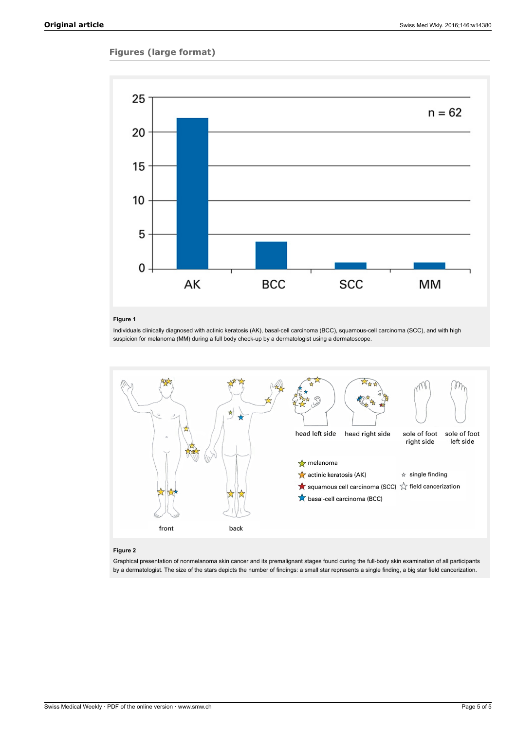## Figures (large format)

25
20
15
10
5
0

n = 62

AK
BCC
SCC
MM

**Figure 1**

Individuals clinically diagnosed with actinic keratosis (AK), basal-cell carcinoma (BCC), squamous-cell carcinoma (SCC), and with high suspicion for melanoma (MM) during a full body check-up by a dermatologist using a dermatoscope.

front
back
head left side
head right side
sole of foot right side
sole of foot left side

melanoma
actinic keratosis (AK)
squamous cell carcinoma (SCC)
basal-cell carcinoma (BCC)
single finding
field cancerization

**Figure 2**

Graphical presentation of nonmelanoma skin cancer and its premalignant stages found during the full-body skin examination of all participants by a dermatologist. The size of the stars depicts the number of findings: a small star represents a single finding, a big star field cancerization.